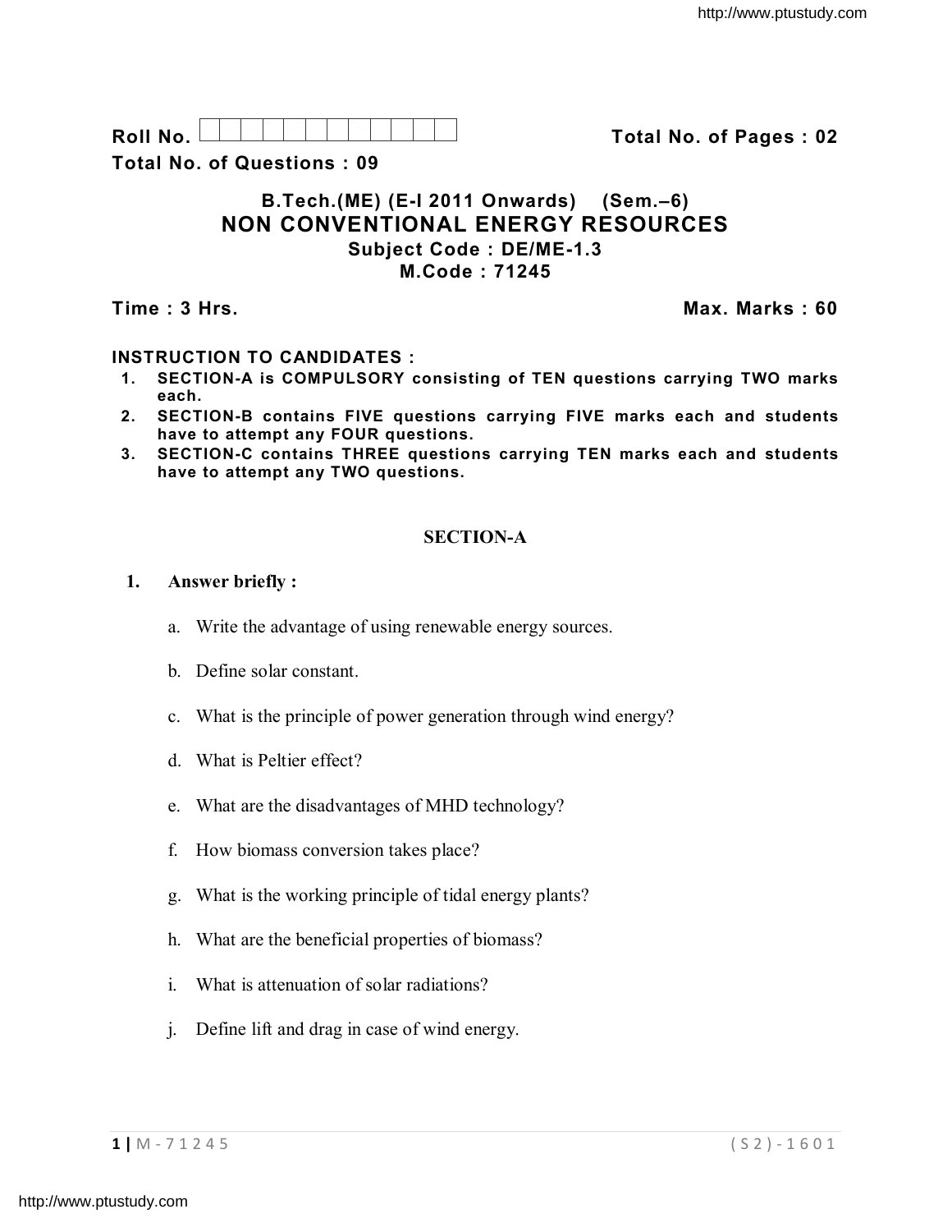Roll No. | | | | | | | | | | | | |

**Total No. of Pages : 02**

**Total No. of Questions : 09**

## B.Tech.(ME) (E-I 2011 Onwards) (Sem.–6)
## NON CONVENTIONAL ENERGY RESOURCES
### Subject Code : DE/ME-1.3
### M.Code : 71245

**Time : 3 Hrs.** **Max. Marks : 60**

**INSTRUCTION TO CANDIDATES :**

1. **SECTION-A is COMPULSORY consisting of TEN questions carrying TWO marks each.**
2. **SECTION-B contains FIVE questions carrying FIVE marks each and students have to attempt any FOUR questions.**
3. **SECTION-C contains THREE questions carrying TEN marks each and students have to attempt any TWO questions.**

## SECTION-A

**1. Answer briefly :**

a. Write the advantage of using renewable energy sources.

b. Define solar constant.

c. What is the principle of power generation through wind energy?

d. What is Peltier effect?

e. What are the disadvantages of MHD technology?

f. How biomass conversion takes place?

g. What is the working principle of tidal energy plants?

h. What are the beneficial properties of biomass?

i. What is attenuation of solar radiations?

j. Define lift and drag in case of wind energy.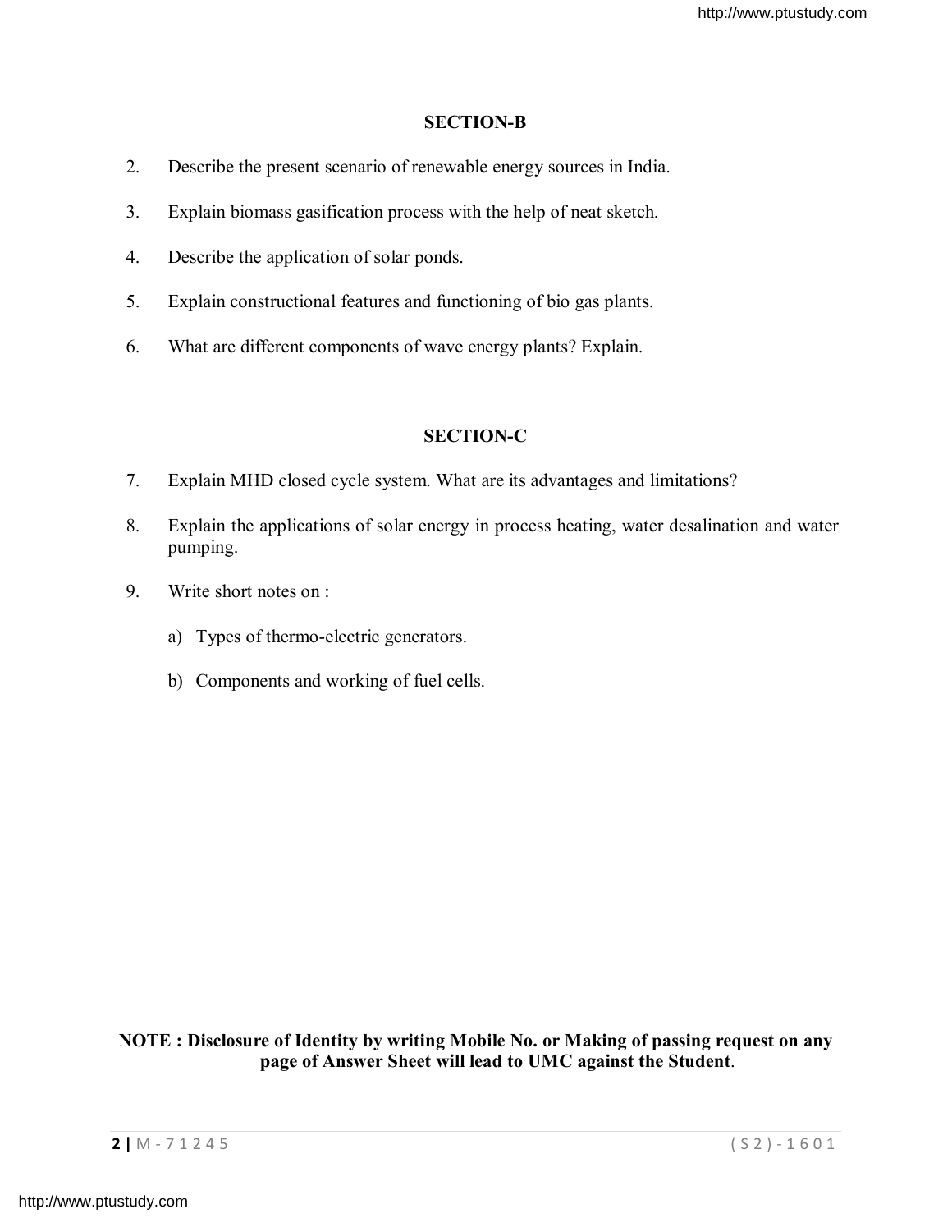## SECTION-B

2. Describe the present scenario of renewable energy sources in India.

3. Explain biomass gasification process with the help of neat sketch.

4. Describe the application of solar ponds.

5. Explain constructional features and functioning of bio gas plants.

6. What are different components of wave energy plants? Explain.

## SECTION-C

7. Explain MHD closed cycle system. What are its advantages and limitations?

8. Explain the applications of solar energy in process heating, water desalination and water pumping.

9. Write short notes on :

   a) Types of thermo-electric generators.

   b) Components and working of fuel cells.

**NOTE : Disclosure of Identity by writing Mobile No. or Making of passing request on any page of Answer Sheet will lead to UMC against the Student.**